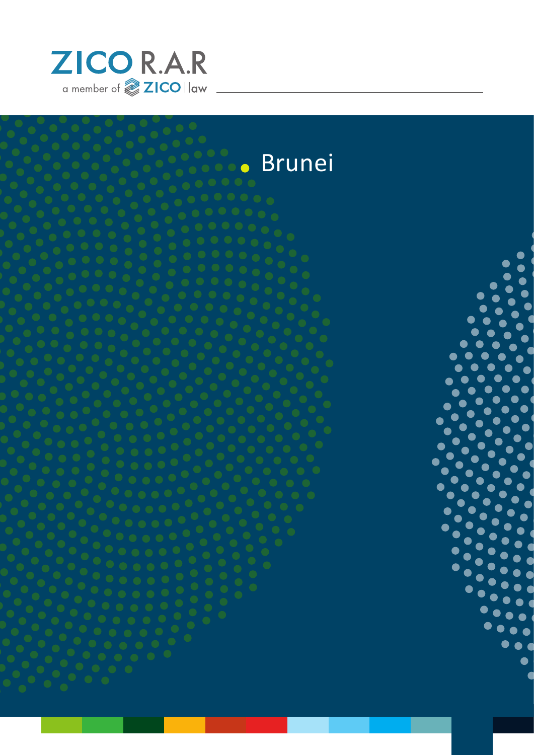ZICO R.A.R

a member of ZICO law

# Brunei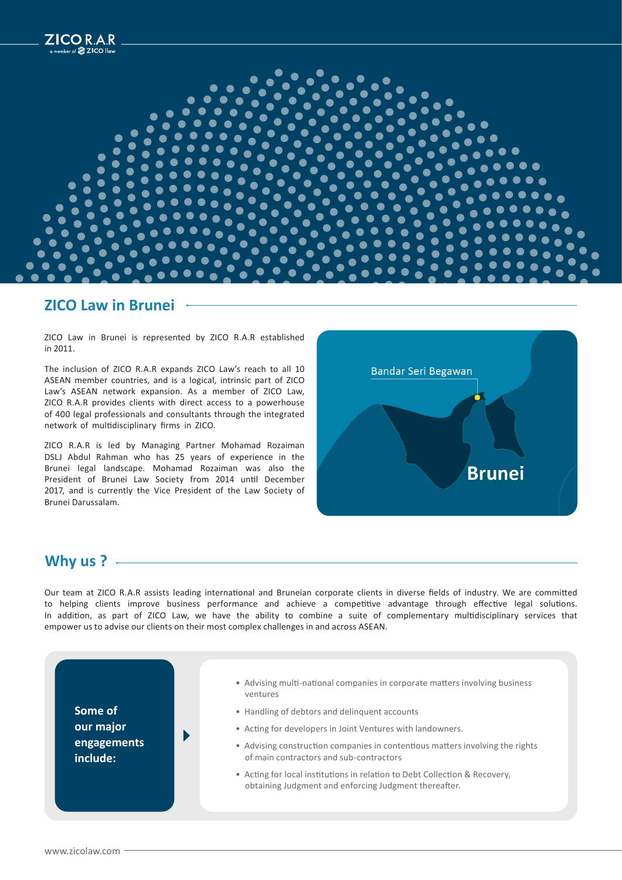## ZICO Law in Brunei

ZICO Law in Brunei is represented by ZICO R.A.R established in 2011.

The inclusion of ZICO R.A.R expands ZICO Law's reach to all 10 ASEAN member countries, and is a logical, intrinsic part of ZICO Law's ASEAN network expansion. As a member of ZICO Law, ZICO R.A.R provides clients with direct access to a powerhouse of 400 legal professionals and consultants through the integrated network of multidisciplinary firms in ZICO.

ZICO R.A.R is led by Managing Partner Mohamad Rozaiman DSLJ Abdul Rahman who has 25 years of experience in the Brunei legal landscape. Mohamad Rozaiman was also the President of Brunei Law Society from 2014 until December 2017, and is currently the Vice President of the Law Society of Brunei Darussalam.

Bandar Seri Begawan

**Brunei**

## Why us ?

Our team at ZICO R.A.R assists leading international and Bruneian corporate clients in diverse fields of industry. We are committed to helping clients improve business performance and achieve a competitive advantage through effective legal solutions. In addition, as part of ZICO Law, we have the ability to combine a suite of complementary multidisciplinary services that empower us to advise our clients on their most complex challenges in and across ASEAN.

**Some of our major engagements include:**

- Advising multi-national companies in corporate matters involving business ventures
- Handling of debtors and delinquent accounts
- Acting for developers in Joint Ventures with landowners.
- Advising construction companies in contentious matters involving the rights of main contractors and sub-contractors
- Acting for local institutions in relation to Debt Collection & Recovery, obtaining Judgment and enforcing Judgment thereafter.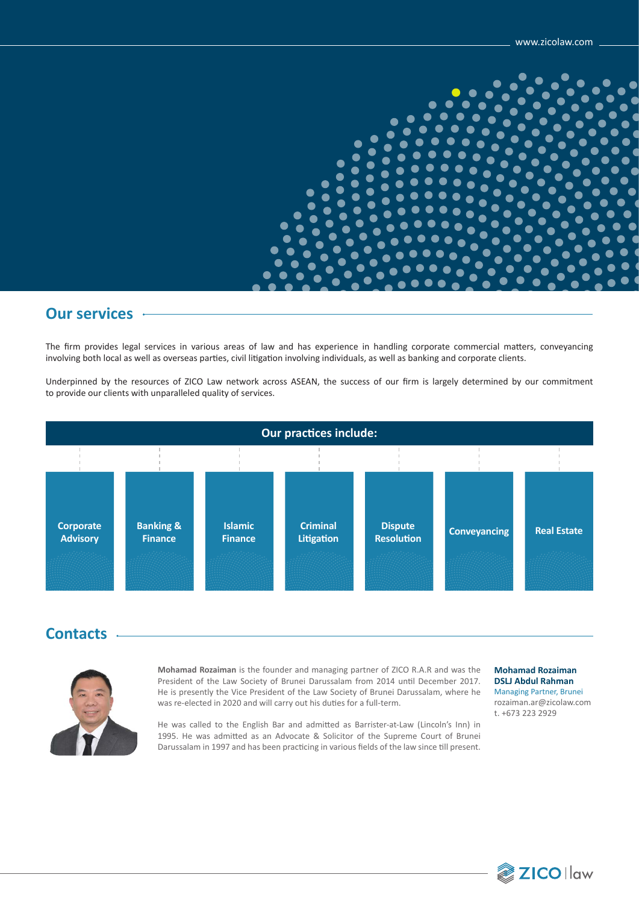## Our services

The firm provides legal services in various areas of law and has experience in handling corporate commercial matters, conveyancing involving both local as well as overseas parties, civil litigation involving individuals, as well as banking and corporate clients.

Underpinned by the resources of ZICO Law network across ASEAN, the success of our firm is largely determined by our commitment to provide our clients with unparalleled quality of services.

### Our practices include:

- Corporate Advisory
- Banking & Finance
- Islamic Finance
- Criminal Litigation
- Dispute Resolution
- Conveyancing
- Real Estate

## Contacts

**Mohamad Rozaiman** is the founder and managing partner of ZICO R.A.R and was the President of the Law Society of Brunei Darussalam from 2014 until December 2017. He is presently the Vice President of the Law Society of Brunei Darussalam, where he was re-elected in 2020 and will carry out his duties for a full-term.

He was called to the English Bar and admitted as Barrister-at-Law (Lincoln's Inn) in 1995. He was admitted as an Advocate & Solicitor of the Supreme Court of Brunei Darussalam in 1997 and has been practicing in various fields of the law since till present.

**Mohamad Rozaiman DSLJ Abdul Rahman**
Managing Partner, Brunei
rozaiman.ar@zicolaw.com
t. +673 223 2929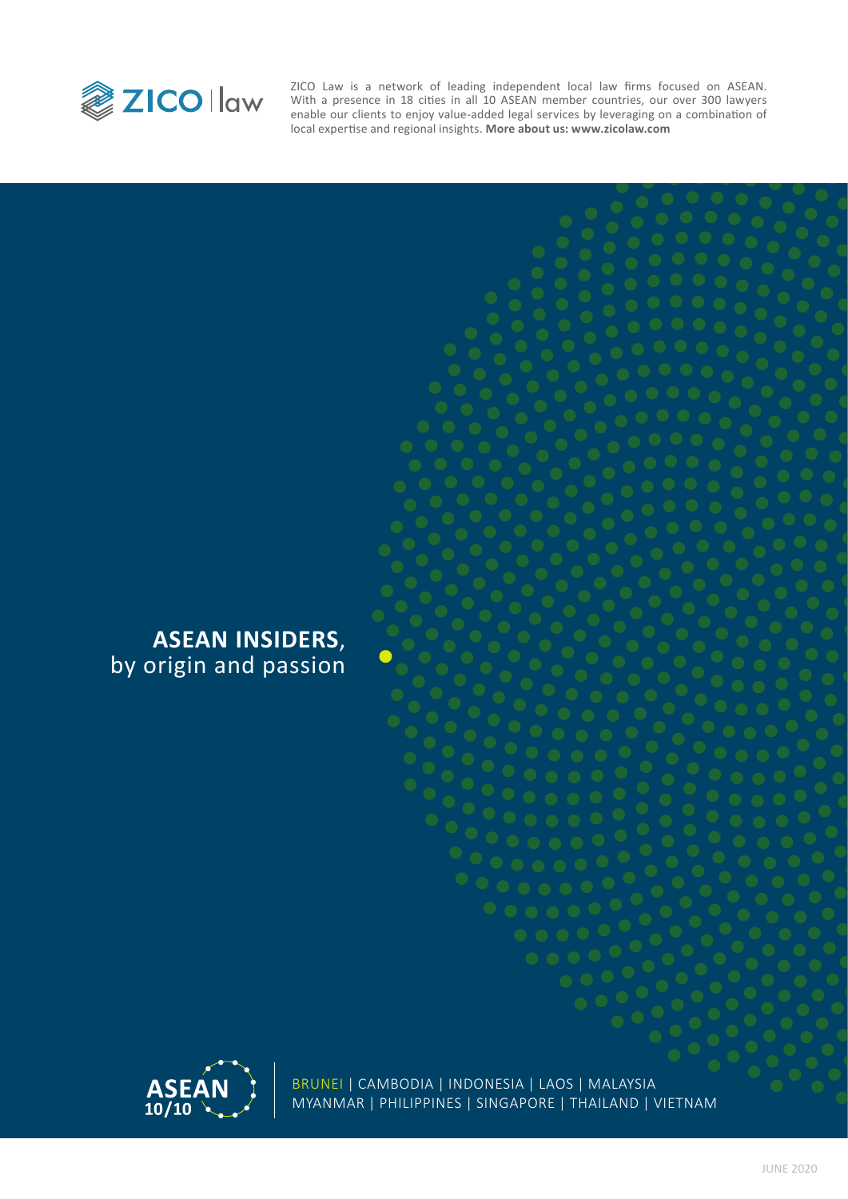ZICO Law is a network of leading independent local law firms focused on ASEAN. With a presence in 18 cities in all 10 ASEAN member countries, our over 300 lawyers enable our clients to enjoy value-added legal services by leveraging on a combination of local expertise and regional insights. **More about us: www.zicolaw.com**

**ASEAN INSIDERS**, by origin and passion

ASEAN 10/10

BRUNEI | CAMBODIA | INDONESIA | LAOS | MALAYSIA
MYANMAR | PHILIPPINES | SINGAPORE | THAILAND | VIETNAM

JUNE 2020